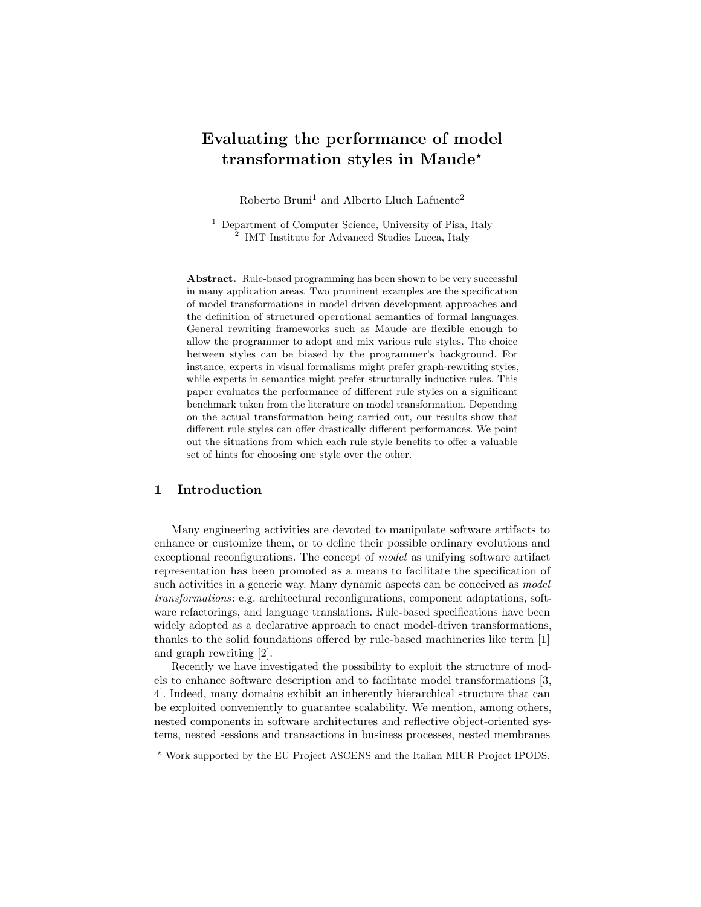// Evaluating the performance of model transformation styles in Maude[⋆]

Roberto Bruni[1] and Alberto Lluch Lafuente[2]

[1] Department of Computer Science, University of Pisa, Italy
[2] IMT Institute for Advanced Studies Lucca, Italy

**Abstract.** Rule-based programming has been shown to be very successful in many application areas. Two prominent examples are the specification of model transformations in model driven development approaches and the definition of structured operational semantics of formal languages. General rewriting frameworks such as Maude are flexible enough to allow the programmer to adopt and mix various rule styles. The choice between styles can be biased by the programmer's background. For instance, experts in visual formalisms might prefer graph-rewriting styles, while experts in semantics might prefer structurally inductive rules. This paper evaluates the performance of different rule styles on a significant benchmark taken from the literature on model transformation. Depending on the actual transformation being carried out, our results show that different rule styles can offer drastically different performances. We point out the situations from which each rule style benefits to offer a valuable set of hints for choosing one style over the other.

## 1 Introduction

Many engineering activities are devoted to manipulate software artifacts to enhance or customize them, or to define their possible ordinary evolutions and exceptional reconfigurations. The concept of *model* as unifying software artifact representation has been promoted as a means to facilitate the specification of such activities in a generic way. Many dynamic aspects can be conceived as *model transformations*: e.g. architectural reconfigurations, component adaptations, software refactorings, and language translations. Rule-based specifications have been widely adopted as a declarative approach to enact model-driven transformations, thanks to the solid foundations offered by rule-based machineries like term [1] and graph rewriting [2].

Recently we have investigated the possibility to exploit the structure of models to enhance software description and to facilitate model transformations [3, 4]. Indeed, many domains exhibit an inherently hierarchical structure that can be exploited conveniently to guarantee scalability. We mention, among others, nested components in software architectures and reflective object-oriented systems, nested sessions and transactions in business processes, nested membranes

[⋆] Work supported by the EU Project ASCENS and the Italian MIUR Project IPODS.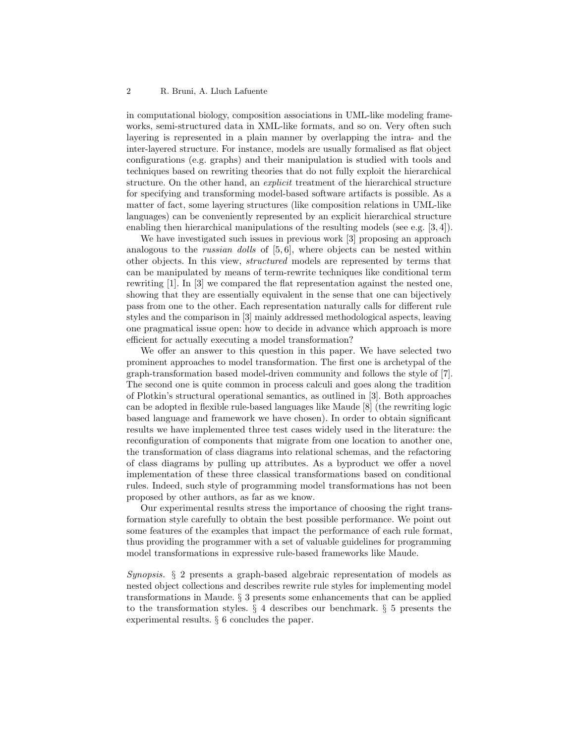in computational biology, composition associations in UML-like modeling frameworks, semi-structured data in XML-like formats, and so on. Very often such layering is represented in a plain manner by overlapping the intra- and the inter-layered structure. For instance, models are usually formalised as flat object configurations (e.g. graphs) and their manipulation is studied with tools and techniques based on rewriting theories that do not fully exploit the hierarchical structure. On the other hand, an *explicit* treatment of the hierarchical structure for specifying and transforming model-based software artifacts is possible. As a matter of fact, some layering structures (like composition relations in UML-like languages) can be conveniently represented by an explicit hierarchical structure enabling then hierarchical manipulations of the resulting models (see e.g. [3, 4]).

We have investigated such issues in previous work [3] proposing an approach analogous to the *russian dolls* of [5, 6], where objects can be nested within other objects. In this view, *structured* models are represented by terms that can be manipulated by means of term-rewrite techniques like conditional term rewriting [1]. In [3] we compared the flat representation against the nested one, showing that they are essentially equivalent in the sense that one can bijectively pass from one to the other. Each representation naturally calls for different rule styles and the comparison in [3] mainly addressed methodological aspects, leaving one pragmatical issue open: how to decide in advance which approach is more efficient for actually executing a model transformation?

We offer an answer to this question in this paper. We have selected two prominent approaches to model transformation. The first one is archetypal of the graph-transformation based model-driven community and follows the style of [7]. The second one is quite common in process calculi and goes along the tradition of Plotkin's structural operational semantics, as outlined in [3]. Both approaches can be adopted in flexible rule-based languages like Maude [8] (the rewriting logic based language and framework we have chosen). In order to obtain significant results we have implemented three test cases widely used in the literature: the reconfiguration of components that migrate from one location to another one, the transformation of class diagrams into relational schemas, and the refactoring of class diagrams by pulling up attributes. As a byproduct we offer a novel implementation of these three classical transformations based on conditional rules. Indeed, such style of programming model transformations has not been proposed by other authors, as far as we know.

Our experimental results stress the importance of choosing the right transformation style carefully to obtain the best possible performance. We point out some features of the examples that impact the performance of each rule format, thus providing the programmer with a set of valuable guidelines for programming model transformations in expressive rule-based frameworks like Maude.

*Synopsis.* § 2 presents a graph-based algebraic representation of models as nested object collections and describes rewrite rule styles for implementing model transformations in Maude. § 3 presents some enhancements that can be applied to the transformation styles. § 4 describes our benchmark. § 5 presents the experimental results. § 6 concludes the paper.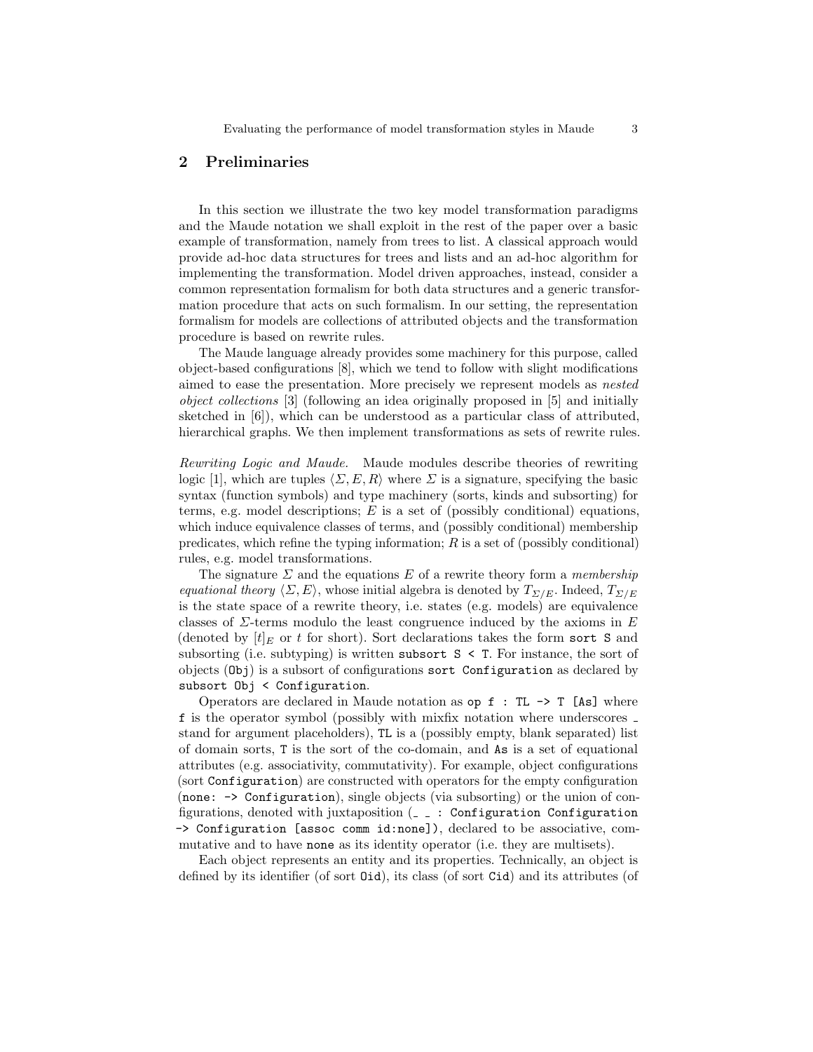## 2 Preliminaries

In this section we illustrate the two key model transformation paradigms and the Maude notation we shall exploit in the rest of the paper over a basic example of transformation, namely from trees to list. A classical approach would provide ad-hoc data structures for trees and lists and an ad-hoc algorithm for implementing the transformation. Model driven approaches, instead, consider a common representation formalism for both data structures and a generic transformation procedure that acts on such formalism. In our setting, the representation formalism for models are collections of attributed objects and the transformation procedure is based on rewrite rules.

The Maude language already provides some machinery for this purpose, called object-based configurations [8], which we tend to follow with slight modifications aimed to ease the presentation. More precisely we represent models as *nested object collections* [3] (following an idea originally proposed in [5] and initially sketched in [6]), which can be understood as a particular class of attributed, hierarchical graphs. We then implement transformations as sets of rewrite rules.

*Rewriting Logic and Maude.* Maude modules describe theories of rewriting logic [1], which are tuples $\langle \Sigma, E, R \rangle$ where $\Sigma$ is a signature, specifying the basic syntax (function symbols) and type machinery (sorts, kinds and subsorting) for terms, e.g. model descriptions; $E$ is a set of (possibly conditional) equations, which induce equivalence classes of terms, and (possibly conditional) membership predicates, which refine the typing information; $R$ is a set of (possibly conditional) rules, e.g. model transformations.

The signature $\Sigma$ and the equations $E$ of a rewrite theory form a *membership equational theory* $\langle \Sigma, E \rangle$, whose initial algebra is denoted by $T_{\Sigma/E}$. Indeed, $T_{\Sigma/E}$ is the state space of a rewrite theory, i.e. states (e.g. models) are equivalence classes of $\Sigma$-terms modulo the least congruence induced by the axioms in $E$ (denoted by $[t]_E$ or $t$ for short). Sort declarations takes the form `sort S` and subsorting (i.e. subtyping) is written `subsort S < T`. For instance, the sort of objects (`Obj`) is a subsort of configurations `sort Configuration` as declared by `subsort Obj < Configuration`.

Operators are declared in Maude notation as `op f : TL -> T [As]` where `f` is the operator symbol (possibly with mixfix notation where underscores `_` stand for argument placeholders), `TL` is a (possibly empty, blank separated) list of domain sorts, `T` is the sort of the co-domain, and `As` is a set of equational attributes (e.g. associativity, commutativity). For example, object configurations (sort `Configuration`) are constructed with operators for the empty configuration (`none: -> Configuration`), single objects (via subsorting) or the union of configurations, denoted with juxtaposition (`_ _ : Configuration Configuration -> Configuration [assoc comm id:none]`), declared to be associative, commutative and to have `none` as its identity operator (i.e. they are multisets).

Each object represents an entity and its properties. Technically, an object is defined by its identifier (of sort `Oid`), its class (of sort `Cid`) and its attributes (of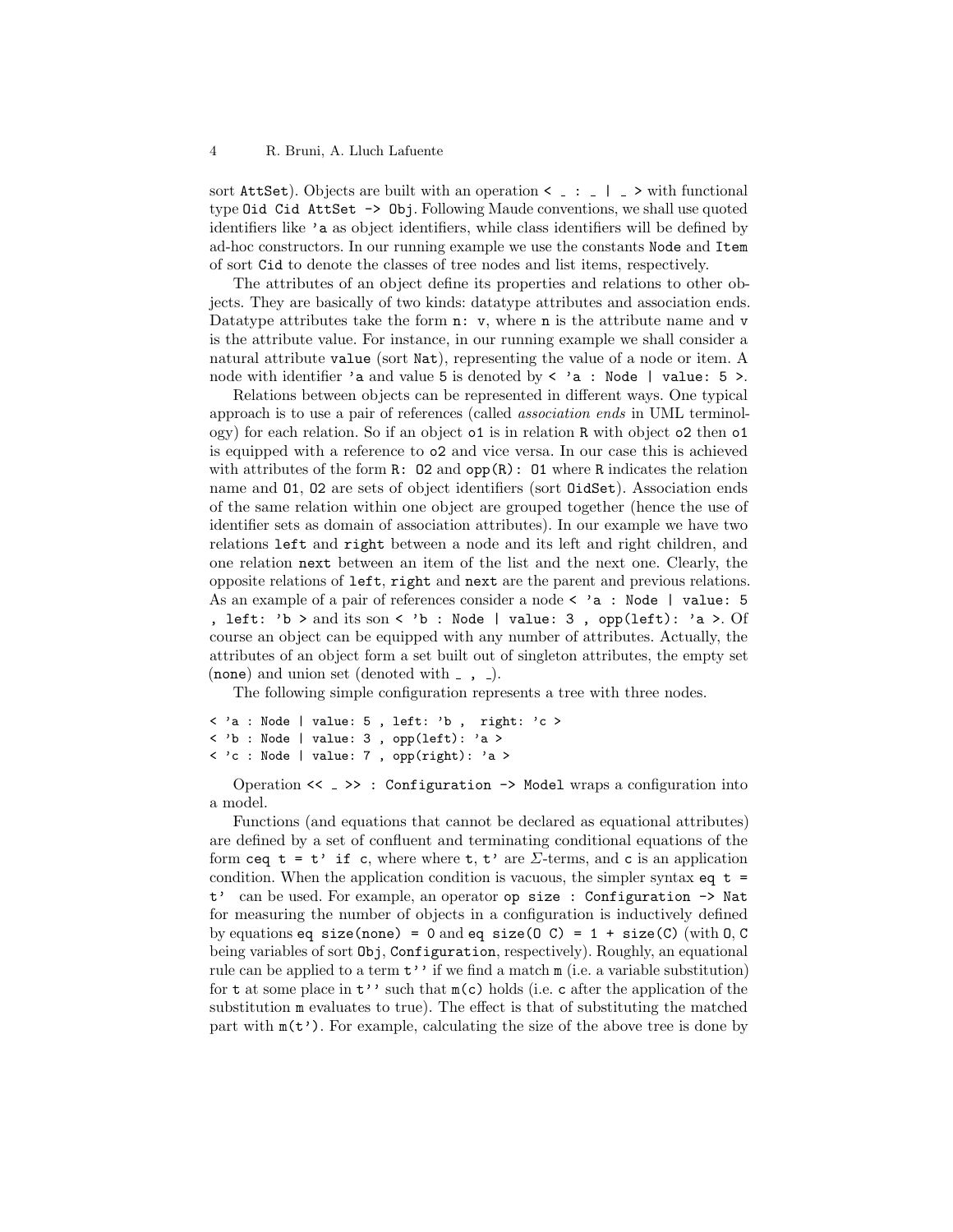sort `AttSet`). Objects are built with an operation `< _ : _ | _ >` with functional type `Oid Cid AttSet -> Obj`. Following Maude conventions, we shall use quoted identifiers like `'a` as object identifiers, while class identifiers will be defined by ad-hoc constructors. In our running example we use the constants `Node` and `Item` of sort `Cid` to denote the classes of tree nodes and list items, respectively.

The attributes of an object define its properties and relations to other objects. They are basically of two kinds: datatype attributes and association ends. Datatype attributes take the form `n: v`, where `n` is the attribute name and `v` is the attribute value. For instance, in our running example we shall consider a natural attribute `value` (sort `Nat`), representing the value of a node or item. A node with identifier `'a` and value 5 is denoted by `< 'a : Node | value: 5 >`.

Relations between objects can be represented in different ways. One typical approach is to use a pair of references (called *association ends* in UML terminology) for each relation. So if an object `o1` is in relation `R` with object `o2` then `o1` is equipped with a reference to `o2` and vice versa. In our case this is achieved with attributes of the form `R: O2` and `opp(R): O1` where `R` indicates the relation name and `O1`, `O2` are sets of object identifiers (sort `OidSet`). Association ends of the same relation within one object are grouped together (hence the use of identifier sets as domain of association attributes). In our example we have two relations `left` and `right` between a node and its left and right children, and one relation `next` between an item of the list and the next one. Clearly, the opposite relations of `left`, `right` and `next` are the parent and previous relations. As an example of a pair of references consider a node `< 'a : Node | value: 5 , left: 'b >` and its son `< 'b : Node | value: 3 , opp(left): 'a >`. Of course an object can be equipped with any number of attributes. Actually, the attributes of an object form a set built out of singleton attributes, the empty set (`none`) and union set (denoted with `_ , _`).

The following simple configuration represents a tree with three nodes.

```
< 'a : Node | value: 5 , left: 'b ,  right: 'c >
< 'b : Node | value: 3 , opp(left): 'a >
< 'c : Node | value: 7 , opp(right): 'a >
```

Operation `<< _ >> : Configuration -> Model` wraps a configuration into a model.

Functions (and equations that cannot be declared as equational attributes) are defined by a set of confluent and terminating conditional equations of the form `ceq t = t' if c`, where where `t`, `t'` are $\Sigma$-terms, and `c` is an application condition. When the application condition is vacuous, the simpler syntax `eq t = t'` can be used. For example, an operator `op size : Configuration -> Nat` for measuring the number of objects in a configuration is inductively defined by equations `eq size(none) = 0` and `eq size(O C) = 1 + size(C)` (with `O`, `C` being variables of sort `Obj`, `Configuration`, respectively). Roughly, an equational rule can be applied to a term `t''` if we find a match `m` (i.e. a variable substitution) for `t` at some place in `t''` such that `m(c)` holds (i.e. `c` after the application of the substitution `m` evaluates to true). The effect is that of substituting the matched part with `m(t')`. For example, calculating the size of the above tree is done by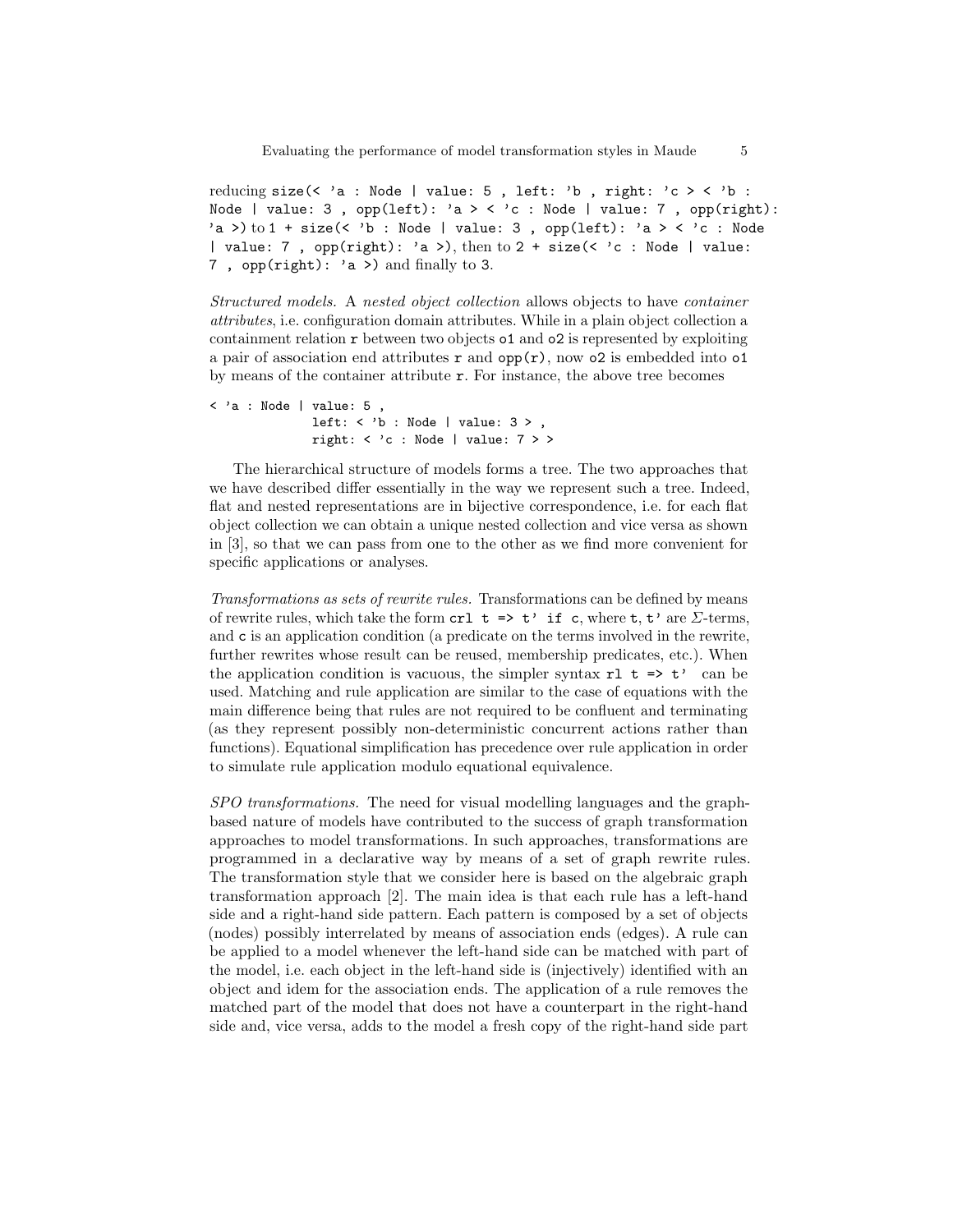reducing `size(< 'a : Node | value: 5 , left: 'b , right: 'c > < 'b : Node | value: 3 , opp(left): 'a > < 'c : Node | value: 7 , opp(right): 'a >)` to `1 + size(< 'b : Node | value: 3 , opp(left): 'a > < 'c : Node | value: 7 , opp(right): 'a >)`, then to `2 + size(< 'c : Node | value: 7 , opp(right): 'a >)` and finally to `3`.

*Structured models.* A *nested object collection* allows objects to have *container attributes*, i.e. configuration domain attributes. While in a plain object collection a containment relation `r` between two objects `o1` and `o2` is represented by exploiting a pair of association end attributes `r` and `opp(r)`, now `o2` is embedded into `o1` by means of the container attribute `r`. For instance, the above tree becomes

```
< 'a : Node | value: 5 ,
              left: < 'b : Node | value: 3 > ,
              right: < 'c : Node | value: 7 > >
```

The hierarchical structure of models forms a tree. The two approaches that we have described differ essentially in the way we represent such a tree. Indeed, flat and nested representations are in bijective correspondence, i.e. for each flat object collection we can obtain a unique nested collection and vice versa as shown in [3], so that we can pass from one to the other as we find more convenient for specific applications or analyses.

*Transformations as sets of rewrite rules.* Transformations can be defined by means of rewrite rules, which take the form `crl t => t' if c`, where `t`, `t'` are $\Sigma$-terms, and `c` is an application condition (a predicate on the terms involved in the rewrite, further rewrites whose result can be reused, membership predicates, etc.). When the application condition is vacuous, the simpler syntax `rl t => t'` can be used. Matching and rule application are similar to the case of equations with the main difference being that rules are not required to be confluent and terminating (as they represent possibly non-deterministic concurrent actions rather than functions). Equational simplification has precedence over rule application in order to simulate rule application modulo equational equivalence.

*SPO transformations.* The need for visual modelling languages and the graph-based nature of models have contributed to the success of graph transformation approaches to model transformations. In such approaches, transformations are programmed in a declarative way by means of a set of graph rewrite rules. The transformation style that we consider here is based on the algebraic graph transformation approach [2]. The main idea is that each rule has a left-hand side and a right-hand side pattern. Each pattern is composed by a set of objects (nodes) possibly interrelated by means of association ends (edges). A rule can be applied to a model whenever the left-hand side can be matched with part of the model, i.e. each object in the left-hand side is (injectively) identified with an object and idem for the association ends. The application of a rule removes the matched part of the model that does not have a counterpart in the right-hand side and, vice versa, adds to the model a fresh copy of the right-hand side part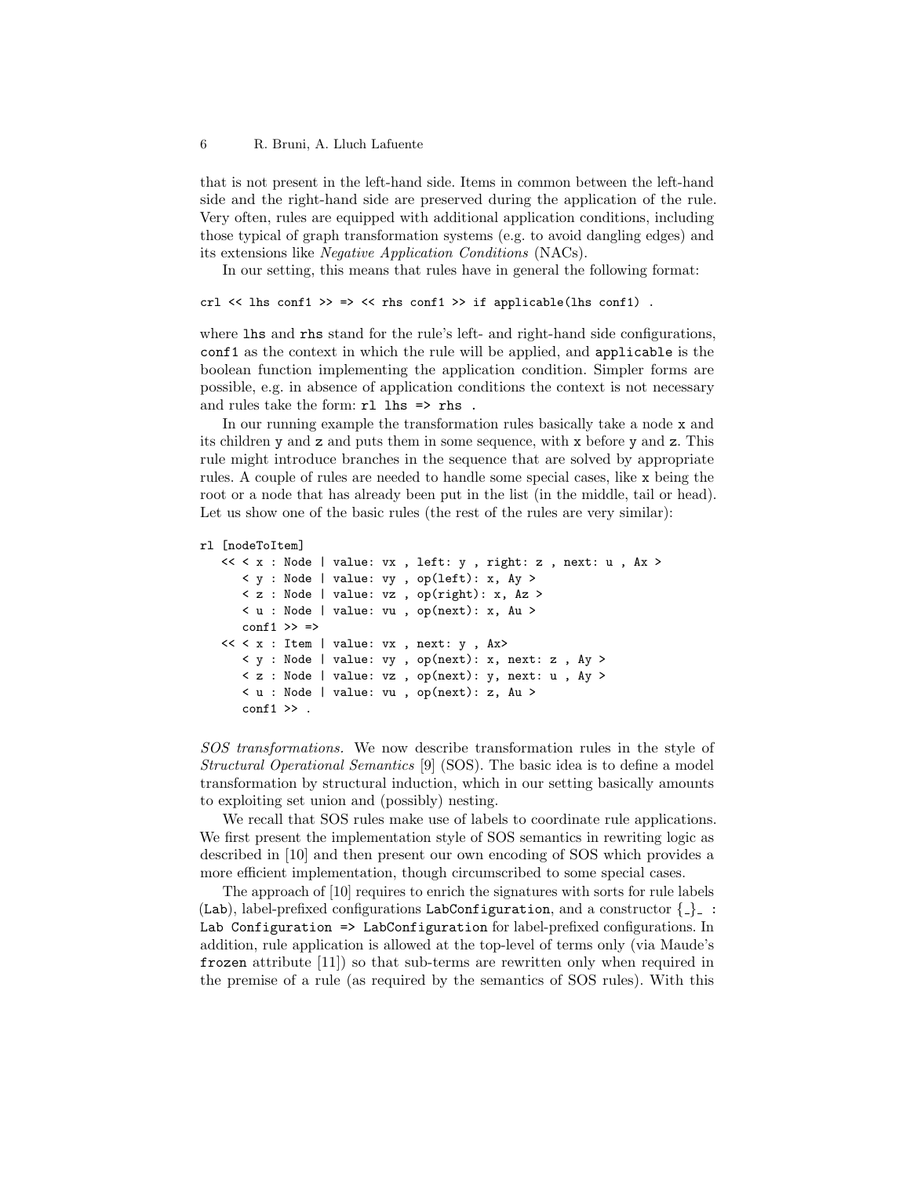that is not present in the left-hand side. Items in common between the left-hand side and the right-hand side are preserved during the application of the rule. Very often, rules are equipped with additional application conditions, including those typical of graph transformation systems (e.g. to avoid dangling edges) and its extensions like *Negative Application Conditions* (NACs).

In our setting, this means that rules have in general the following format:

```
crl << lhs conf1 >> => << rhs conf1 >> if applicable(lhs conf1) .
```

where `lhs` and `rhs` stand for the rule's left- and right-hand side configurations, `conf1` as the context in which the rule will be applied, and `applicable` is the boolean function implementing the application condition. Simpler forms are possible, e.g. in absence of application conditions the context is not necessary and rules take the form: `rl lhs => rhs .`

In our running example the transformation rules basically take a node `x` and its children `y` and `z` and puts them in some sequence, with `x` before `y` and `z`. This rule might introduce branches in the sequence that are solved by appropriate rules. A couple of rules are needed to handle some special cases, like `x` being the root or a node that has already been put in the list (in the middle, tail or head). Let us show one of the basic rules (the rest of the rules are very similar):

```
rl [nodeToItem]
   << < x : Node | value: vx , left: y , right: z , next: u , Ax >
      < y : Node | value: vy , op(left): x, Ay >
      < z : Node | value: vz , op(right): x, Az >
      < u : Node | value: vu , op(next): x, Au >
      conf1 >> =>
   << < x : Item | value: vx , next: y , Ax>
      < y : Node | value: vy , op(next): x, next: z , Ay >
      < z : Node | value: vz , op(next): y, next: u , Ay >
      < u : Node | value: vu , op(next): z, Au >
      conf1 >> .
```

*SOS transformations.* We now describe transformation rules in the style of *Structural Operational Semantics* [9] (SOS). The basic idea is to define a model transformation by structural induction, which in our setting basically amounts to exploiting set union and (possibly) nesting.

We recall that SOS rules make use of labels to coordinate rule applications. We first present the implementation style of SOS semantics in rewriting logic as described in [10] and then present our own encoding of SOS which provides a more efficient implementation, though circumscribed to some special cases.

The approach of [10] requires to enrich the signatures with sorts for rule labels (`Lab`), label-prefixed configurations `LabConfiguration`, and a constructor $\{\_\}\_$ : `Lab Configuration => LabConfiguration` for label-prefixed configurations. In addition, rule application is allowed at the top-level of terms only (via Maude's `frozen` attribute [11]) so that sub-terms are rewritten only when required in the premise of a rule (as required by the semantics of SOS rules). With this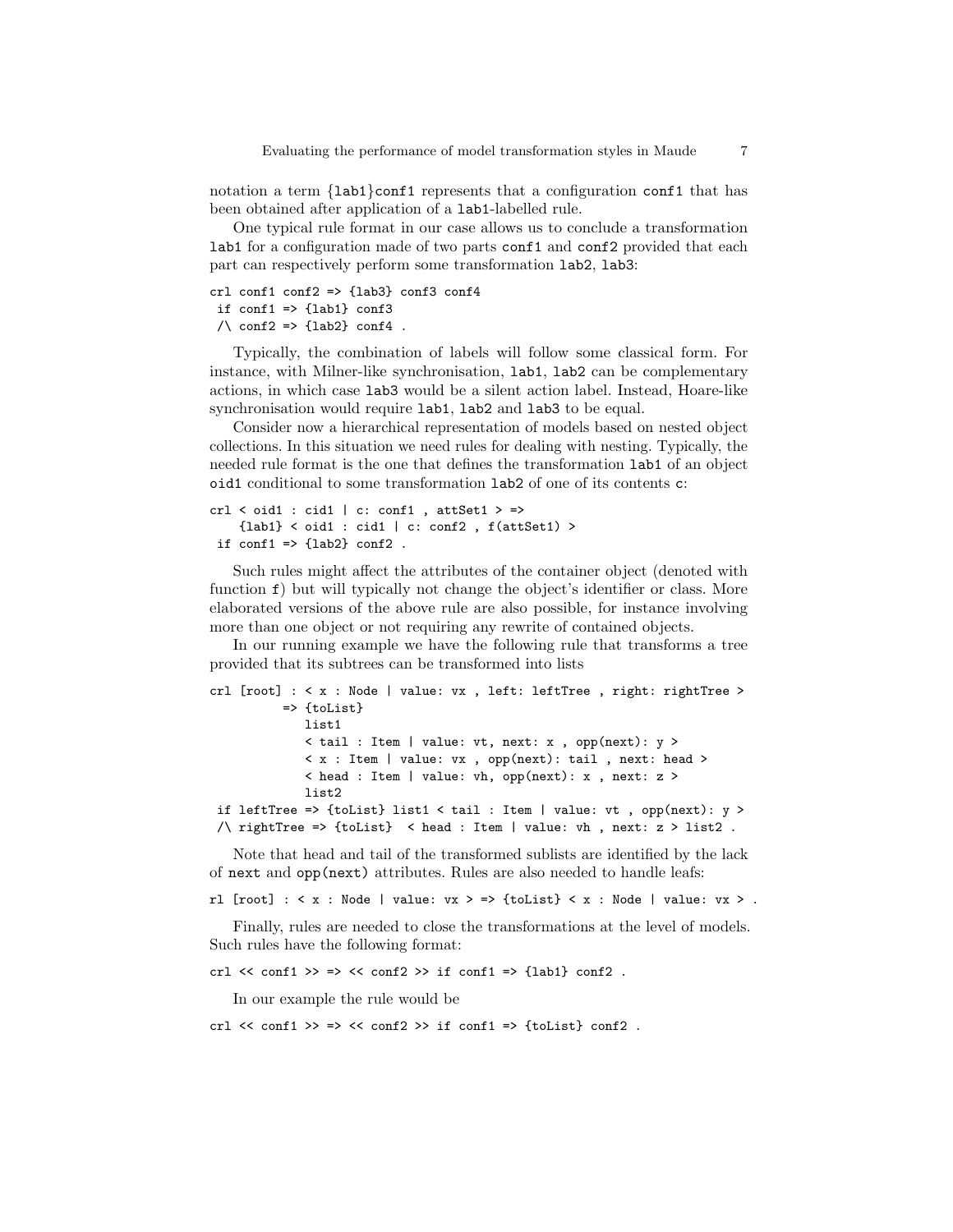notation a term {lab1}conf1 represents that a configuration conf1 that has been obtained after application of a lab1-labelled rule.

One typical rule format in our case allows us to conclude a transformation lab1 for a configuration made of two parts conf1 and conf2 provided that each part can respectively perform some transformation lab2, lab3:

```
crl conf1 conf2 => {lab3} conf3 conf4
 if conf1 => {lab1} conf3
 /\ conf2 => {lab2} conf4 .
```

Typically, the combination of labels will follow some classical form. For instance, with Milner-like synchronisation, lab1, lab2 can be complementary actions, in which case lab3 would be a silent action label. Instead, Hoare-like synchronisation would require lab1, lab2 and lab3 to be equal.

Consider now a hierarchical representation of models based on nested object collections. In this situation we need rules for dealing with nesting. Typically, the needed rule format is the one that defines the transformation lab1 of an object oid1 conditional to some transformation lab2 of one of its contents c:

```
crl < oid1 : cid1 | c: conf1 , attSet1 > =>
    {lab1} < oid1 : cid1 | c: conf2 , f(attSet1) >
 if conf1 => {lab2} conf2 .
```

Such rules might affect the attributes of the container object (denoted with function f) but will typically not change the object's identifier or class. More elaborated versions of the above rule are also possible, for instance involving more than one object or not requiring any rewrite of contained objects.

In our running example we have the following rule that transforms a tree provided that its subtrees can be transformed into lists

```
crl [root] : < x : Node | value: vx , left: leftTree , right: rightTree >
          => {toList}
             list1
             < tail : Item | value: vt, next: x , opp(next): y >
             < x : Item | value: vx , opp(next): tail , next: head >
             < head : Item | value: vh, opp(next): x , next: z >
             list2
 if leftTree => {toList} list1 < tail : Item | value: vt , opp(next): y >
 /\ rightTree => {toList}  < head : Item | value: vh , next: z > list2 .
```

Note that head and tail of the transformed sublists are identified by the lack of next and opp(next) attributes. Rules are also needed to handle leafs:

```
rl [root] : < x : Node | value: vx > => {toList} < x : Node | value: vx > .
```

Finally, rules are needed to close the transformations at the level of models. Such rules have the following format:

```
crl << conf1 >> => << conf2 >> if conf1 => {lab1} conf2 .
```

In our example the rule would be

```
crl << conf1 >> => << conf2 >> if conf1 => {toList} conf2 .
```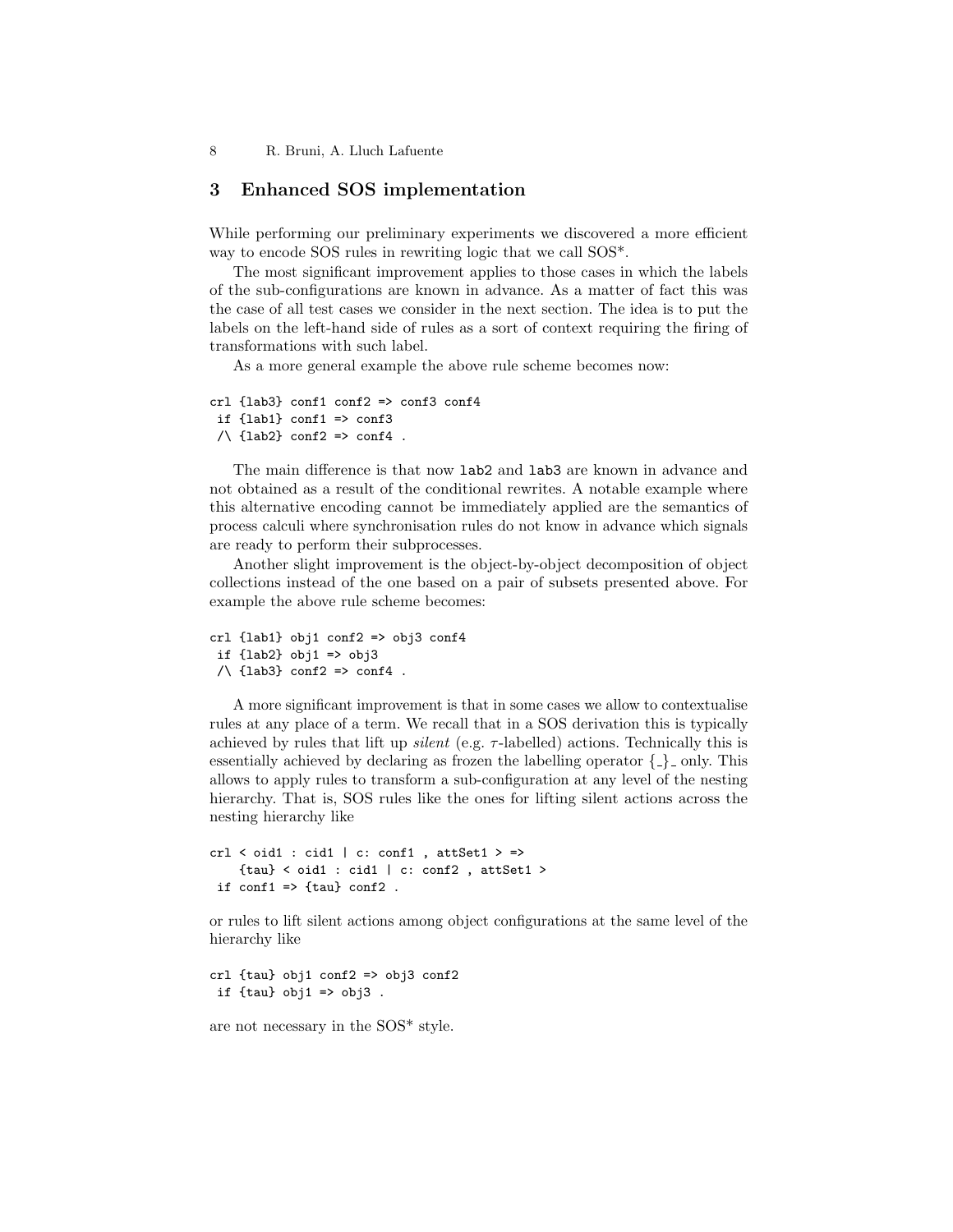## 3 Enhanced SOS implementation

While performing our preliminary experiments we discovered a more efficient way to encode SOS rules in rewriting logic that we call SOS*.

The most significant improvement applies to those cases in which the labels of the sub-configurations are known in advance. As a matter of fact this was the case of all test cases we consider in the next section. The idea is to put the labels on the left-hand side of rules as a sort of context requiring the firing of transformations with such label.

As a more general example the above rule scheme becomes now:

```
crl {lab3} conf1 conf2 => conf3 conf4
 if {lab1} conf1 => conf3
 /\ {lab2} conf2 => conf4 .
```

The main difference is that now `lab2` and `lab3` are known in advance and not obtained as a result of the conditional rewrites. A notable example where this alternative encoding cannot be immediately applied are the semantics of process calculi where synchronisation rules do not know in advance which signals are ready to perform their subprocesses.

Another slight improvement is the object-by-object decomposition of object collections instead of the one based on a pair of subsets presented above. For example the above rule scheme becomes:

```
crl {lab1} obj1 conf2 => obj3 conf4
 if {lab2} obj1 => obj3
 /\ {lab3} conf2 => conf4 .
```

A more significant improvement is that in some cases we allow to contextualise rules at any place of a term. We recall that in a SOS derivation this is typically achieved by rules that lift up *silent* (e.g. $\tau$-labelled) actions. Technically this is essentially achieved by declaring as frozen the labelling operator {_}_ only. This allows to apply rules to transform a sub-configuration at any level of the nesting hierarchy. That is, SOS rules like the ones for lifting silent actions across the nesting hierarchy like

```
crl < oid1 : cid1 | c: conf1 , attSet1 > =>
    {tau} < oid1 : cid1 | c: conf2 , attSet1 >
 if conf1 => {tau} conf2 .
```

or rules to lift silent actions among object configurations at the same level of the hierarchy like

```
crl {tau} obj1 conf2 => obj3 conf2
 if {tau} obj1 => obj3 .
```

are not necessary in the SOS* style.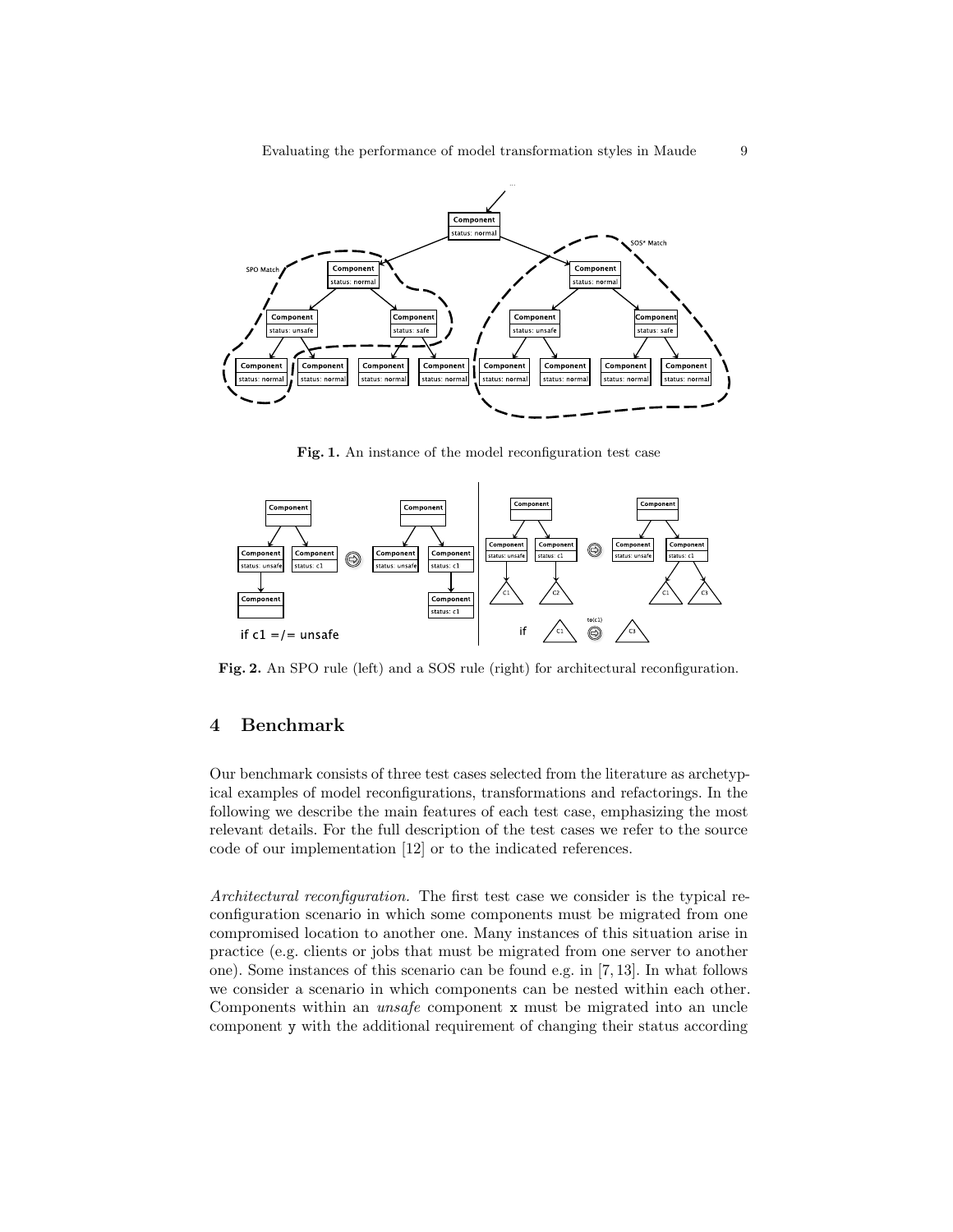Fig. 1. An instance of the model reconfiguration test case

Fig. 2. An SPO rule (left) and a SOS rule (right) for architectural reconfiguration.

## 4 Benchmark

Our benchmark consists of three test cases selected from the literature as archetypical examples of model reconfigurations, transformations and refactorings. In the following we describe the main features of each test case, emphasizing the most relevant details. For the full description of the test cases we refer to the source code of our implementation [12] or to the indicated references.

*Architectural reconfiguration.* The first test case we consider is the typical reconfiguration scenario in which some components must be migrated from one compromised location to another one. Many instances of this situation arise in practice (e.g. clients or jobs that must be migrated from one server to another one). Some instances of this scenario can be found e.g. in [7, 13]. In what follows we consider a scenario in which components can be nested within each other. Components within an *unsafe* component x must be migrated into an uncle component y with the additional requirement of changing their status according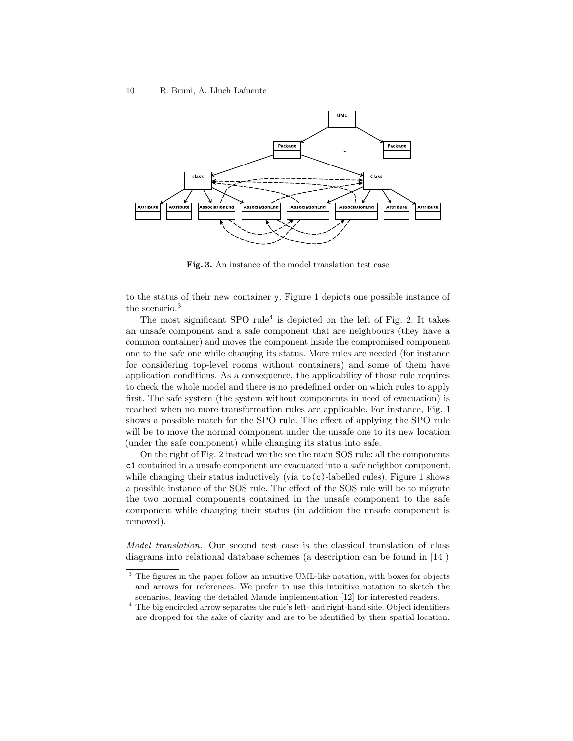Fig. 3. An instance of the model translation test case

to the status of their new container y. Figure 1 depicts one possible instance of the scenario.[3]

The most significant SPO rule[4] is depicted on the left of Fig. 2. It takes an unsafe component and a safe component that are neighbours (they have a common container) and moves the component inside the compromised component one to the safe one while changing its status. More rules are needed (for instance for considering top-level rooms without containers) and some of them have application conditions. As a consequence, the applicability of those rule requires to check the whole model and there is no predefined order on which rules to apply first. The safe system (the system without components in need of evacuation) is reached when no more transformation rules are applicable. For instance, Fig. 1 shows a possible match for the SPO rule. The effect of applying the SPO rule will be to move the normal component under the unsafe one to its new location (under the safe component) while changing its status into safe.

On the right of Fig. 2 instead we the see the main SOS rule: all the components c1 contained in a unsafe component are evacuated into a safe neighbor component, while changing their status inductively (via to(c)-labelled rules). Figure 1 shows a possible instance of the SOS rule. The effect of the SOS rule will be to migrate the two normal components contained in the unsafe component to the safe component while changing their status (in addition the unsafe component is removed).

*Model translation.* Our second test case is the classical translation of class diagrams into relational database schemes (a description can be found in [14]).

[3] The figures in the paper follow an intuitive UML-like notation, with boxes for objects and arrows for references. We prefer to use this intuitive notation to sketch the scenarios, leaving the detailed Maude implementation [12] for interested readers.

[4] The big encircled arrow separates the rule's left- and right-hand side. Object identifiers are dropped for the sake of clarity and are to be identified by their spatial location.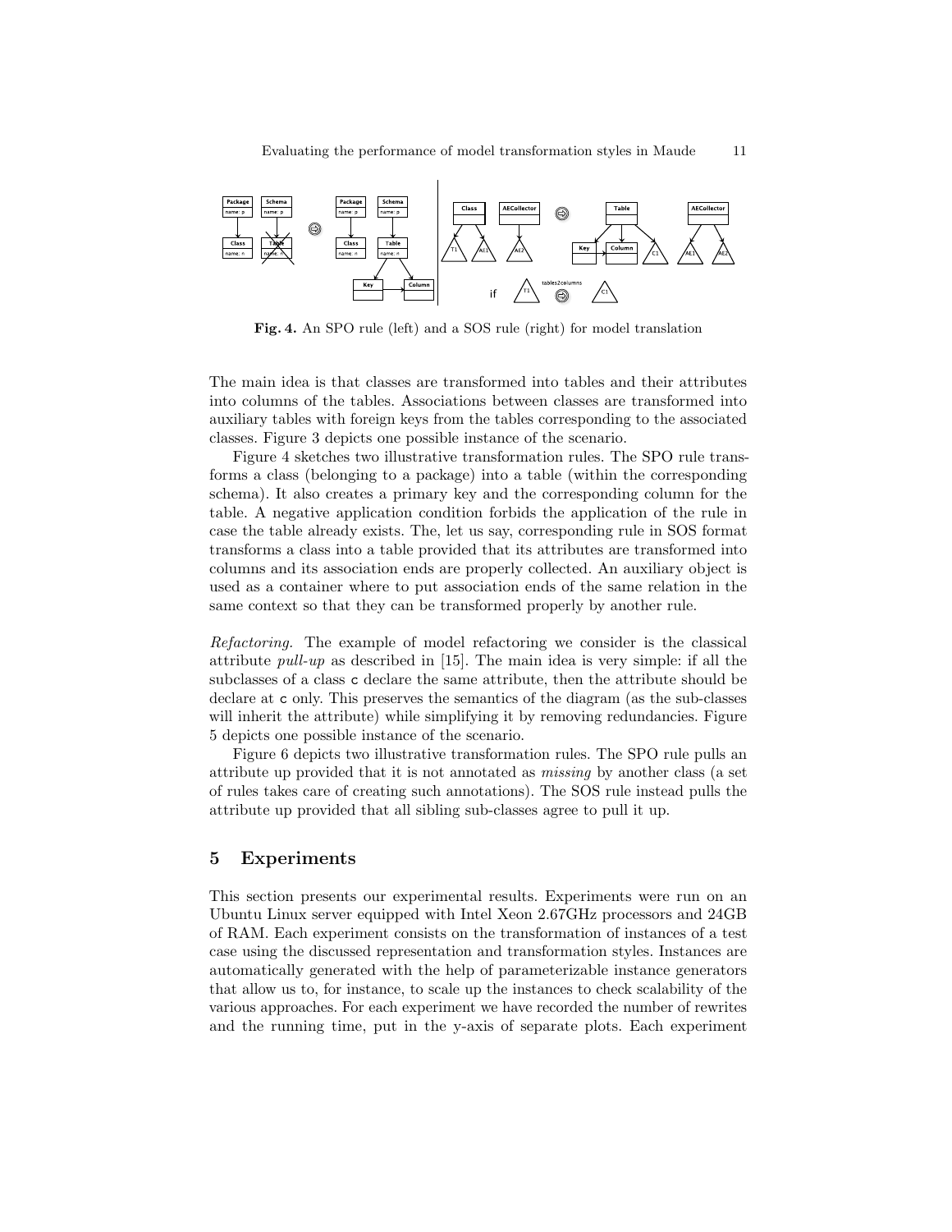Fig. 4. An SPO rule (left) and a SOS rule (right) for model translation

The main idea is that classes are transformed into tables and their attributes into columns of the tables. Associations between classes are transformed into auxiliary tables with foreign keys from the tables corresponding to the associated classes. Figure 3 depicts one possible instance of the scenario.

Figure 4 sketches two illustrative transformation rules. The SPO rule transforms a class (belonging to a package) into a table (within the corresponding schema). It also creates a primary key and the corresponding column for the table. A negative application condition forbids the application of the rule in case the table already exists. The, let us say, corresponding rule in SOS format transforms a class into a table provided that its attributes are transformed into columns and its association ends are properly collected. An auxiliary object is used as a container where to put association ends of the same relation in the same context so that they can be transformed properly by another rule.

*Refactoring.* The example of model refactoring we consider is the classical attribute *pull-up* as described in [15]. The main idea is very simple: if all the subclasses of a class `c` declare the same attribute, then the attribute should be declare at `c` only. This preserves the semantics of the diagram (as the sub-classes will inherit the attribute) while simplifying it by removing redundancies. Figure 5 depicts one possible instance of the scenario.

Figure 6 depicts two illustrative transformation rules. The SPO rule pulls an attribute up provided that it is not annotated as *missing* by another class (a set of rules takes care of creating such annotations). The SOS rule instead pulls the attribute up provided that all sibling sub-classes agree to pull it up.

## 5 Experiments

This section presents our experimental results. Experiments were run on an Ubuntu Linux server equipped with Intel Xeon 2.67GHz processors and 24GB of RAM. Each experiment consists on the transformation of instances of a test case using the discussed representation and transformation styles. Instances are automatically generated with the help of parameterizable instance generators that allow us to, for instance, to scale up the instances to check scalability of the various approaches. For each experiment we have recorded the number of rewrites and the running time, put in the y-axis of separate plots. Each experiment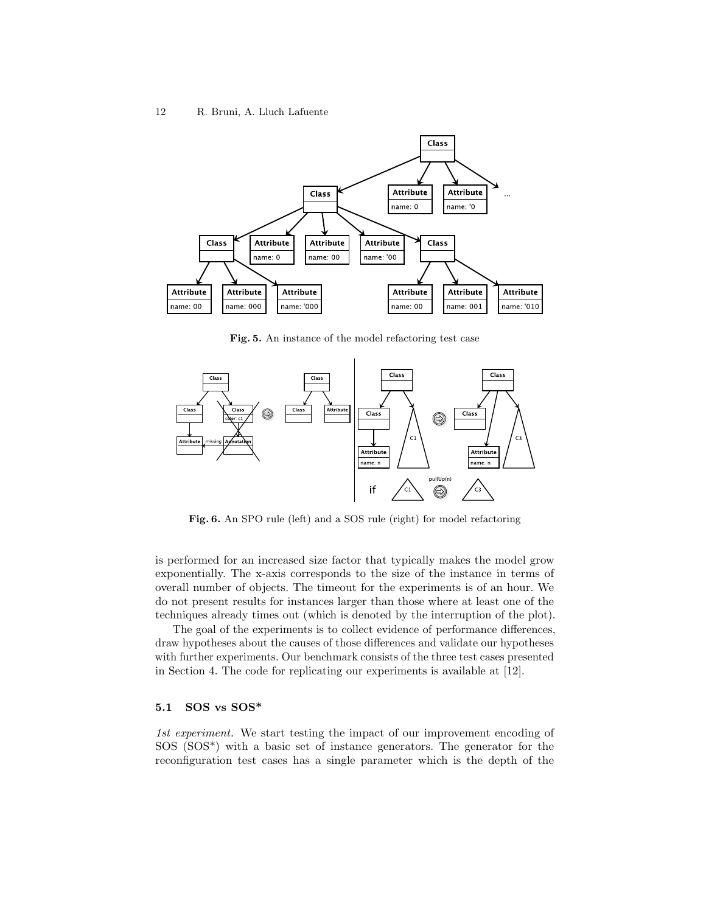**Fig. 5.** An instance of the model refactoring test case

**Fig. 6.** An SPO rule (left) and a SOS rule (right) for model refactoring

is performed for an increased size factor that typically makes the model grow exponentially. The x-axis corresponds to the size of the instance in terms of overall number of objects. The timeout for the experiments is of an hour. We do not present results for instances larger than those where at least one of the techniques already times out (which is denoted by the interruption of the plot).

The goal of the experiments is to collect evidence of performance differences, draw hypotheses about the causes of those differences and validate our hypotheses with further experiments. Our benchmark consists of the three test cases presented in Section 4. The code for replicating our experiments is available at [12].

### 5.1 SOS vs SOS*

*1st experiment.* We start testing the impact of our improvement encoding of SOS (SOS*) with a basic set of instance generators. The generator for the reconfiguration test cases has a single parameter which is the depth of the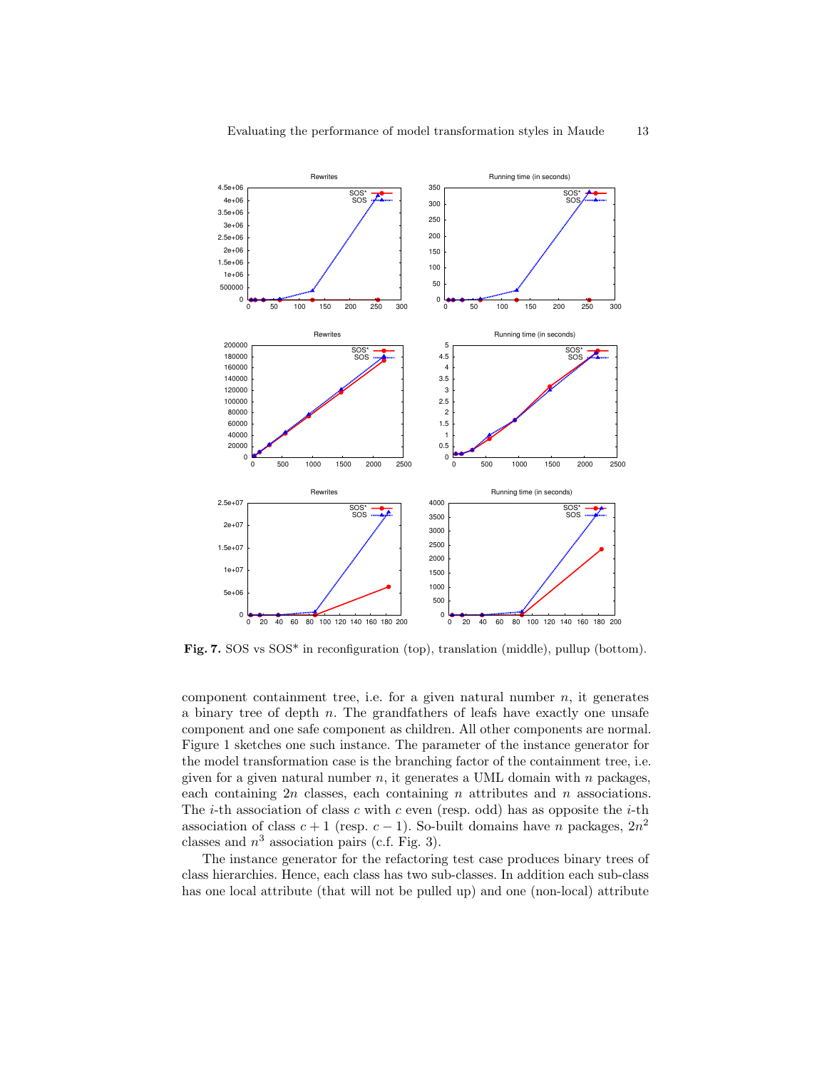**Fig. 7.** SOS vs SOS* in reconfiguration (top), translation (middle), pullup (bottom).

component containment tree, i.e. for a given natural number $n$, it generates a binary tree of depth $n$. The grandfathers of leafs have exactly one unsafe component and one safe component as children. All other components are normal. Figure 1 sketches one such instance. The parameter of the instance generator for the model transformation case is the branching factor of the containment tree, i.e. given for a given natural number $n$, it generates a UML domain with $n$ packages, each containing $2n$ classes, each containing $n$ attributes and $n$ associations. The $i$-th association of class $c$ with $c$ even (resp. odd) has as opposite the $i$-th association of class $c+1$ (resp. $c-1$). So-built domains have $n$ packages, $2n^2$ classes and $n^3$ association pairs (c.f. Fig. 3).

The instance generator for the refactoring test case produces binary trees of class hierarchies. Hence, each class has two sub-classes. In addition each sub-class has one local attribute (that will not be pulled up) and one (non-local) attribute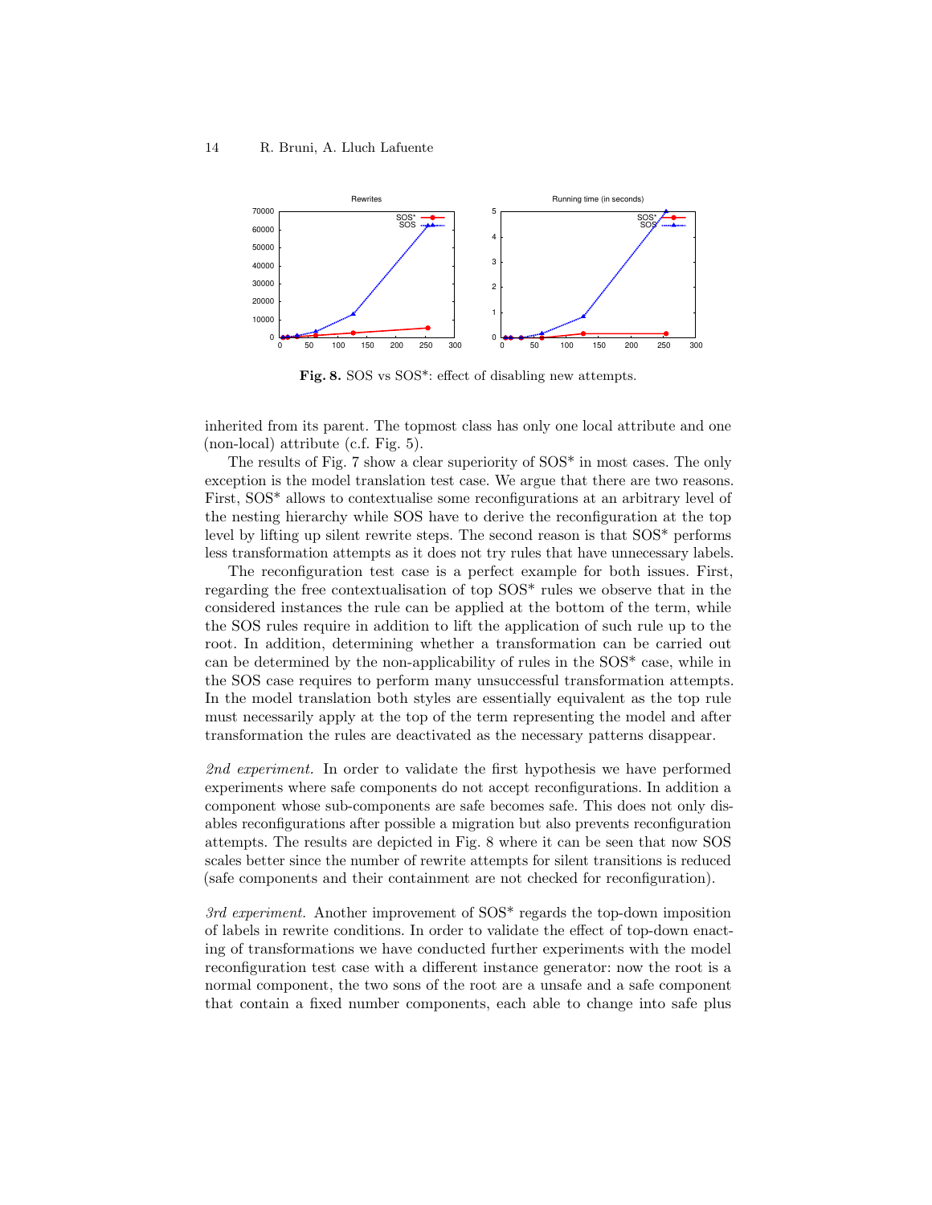Rewrites

70000
60000
50000
40000
30000
20000
10000
0

0 50 100 150 200 250 300

SOS*
SOS

Running time (in seconds)

5
4
3
2
1
0

0 50 100 150 200 250 300

SOS*
SOS

**Fig. 8.** SOS vs SOS*: effect of disabling new attempts.

inherited from its parent. The topmost class has only one local attribute and one (non-local) attribute (c.f. Fig. 5).

The results of Fig. 7 show a clear superiority of SOS* in most cases. The only exception is the model translation test case. We argue that there are two reasons. First, SOS* allows to contextualise some reconfigurations at an arbitrary level of the nesting hierarchy while SOS have to derive the reconfiguration at the top level by lifting up silent rewrite steps. The second reason is that SOS* performs less transformation attempts as it does not try rules that have unnecessary labels.

The reconfiguration test case is a perfect example for both issues. First, regarding the free contextualisation of top SOS* rules we observe that in the considered instances the rule can be applied at the bottom of the term, while the SOS rules require in addition to lift the application of such rule up to the root. In addition, determining whether a transformation can be carried out can be determined by the non-applicability of rules in the SOS* case, while in the SOS case requires to perform many unsuccessful transformation attempts. In the model translation both styles are essentially equivalent as the top rule must necessarily apply at the top of the term representing the model and after transformation the rules are deactivated as the necessary patterns disappear.

*2nd experiment.* In order to validate the first hypothesis we have performed experiments where safe components do not accept reconfigurations. In addition a component whose sub-components are safe becomes safe. This does not only disables reconfigurations after possible a migration but also prevents reconfiguration attempts. The results are depicted in Fig. 8 where it can be seen that now SOS scales better since the number of rewrite attempts for silent transitions is reduced (safe components and their containment are not checked for reconfiguration).

*3rd experiment.* Another improvement of SOS* regards the top-down imposition of labels in rewrite conditions. In order to validate the effect of top-down enacting of transformations we have conducted further experiments with the model reconfiguration test case with a different instance generator: now the root is a normal component, the two sons of the root are a unsafe and a safe component that contain a fixed number components, each able to change into safe plus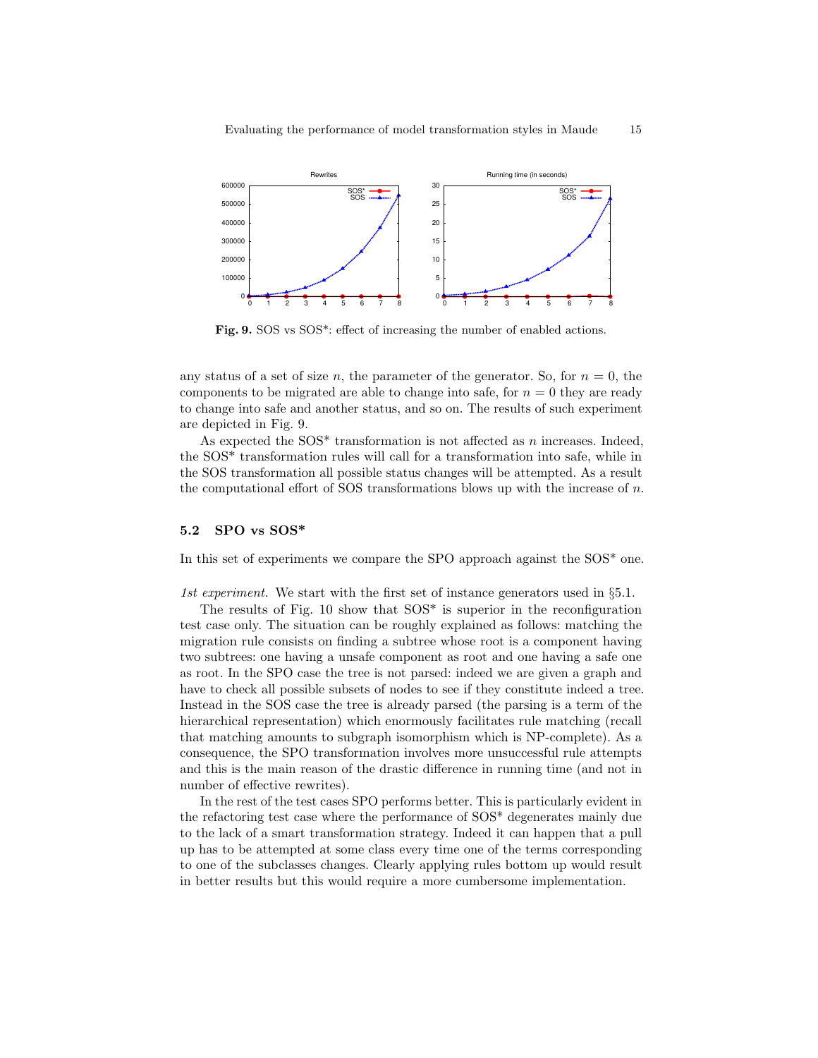Rewrites

600000
500000
400000
300000
200000
100000
0

0 1 2 3 4 5 6 7 8

SOS*
SOS

Running time (in seconds)

30
25
20
15
10
5
0

0 1 2 3 4 5 6 7 8

SOS*
SOS

**Fig. 9.** SOS vs SOS*: effect of increasing the number of enabled actions.

any status of a set of size $n$, the parameter of the generator. So, for $n = 0$, the components to be migrated are able to change into safe, for $n = 0$ they are ready to change into safe and another status, and so on. The results of such experiment are depicted in Fig. 9.

As expected the SOS* transformation is not affected as $n$ increases. Indeed, the SOS* transformation rules will call for a transformation into safe, while in the SOS transformation all possible status changes will be attempted. As a result the computational effort of SOS transformations blows up with the increase of $n$.

### 5.2 SPO vs SOS*

In this set of experiments we compare the SPO approach against the SOS* one.

*1st experiment.* We start with the first set of instance generators used in §5.1.

The results of Fig. 10 show that SOS* is superior in the reconfiguration test case only. The situation can be roughly explained as follows: matching the migration rule consists on finding a subtree whose root is a component having two subtrees: one having a unsafe component as root and one having a safe one as root. In the SPO case the tree is not parsed: indeed we are given a graph and have to check all possible subsets of nodes to see if they constitute indeed a tree. Instead in the SOS case the tree is already parsed (the parsing is a term of the hierarchical representation) which enormously facilitates rule matching (recall that matching amounts to subgraph isomorphism which is NP-complete). As a consequence, the SPO transformation involves more unsuccessful rule attempts and this is the main reason of the drastic difference in running time (and not in number of effective rewrites).

In the rest of the test cases SPO performs better. This is particularly evident in the refactoring test case where the performance of SOS* degenerates mainly due to the lack of a smart transformation strategy. Indeed it can happen that a pull up has to be attempted at some class every time one of the terms corresponding to one of the subclasses changes. Clearly applying rules bottom up would result in better results but this would require a more cumbersome implementation.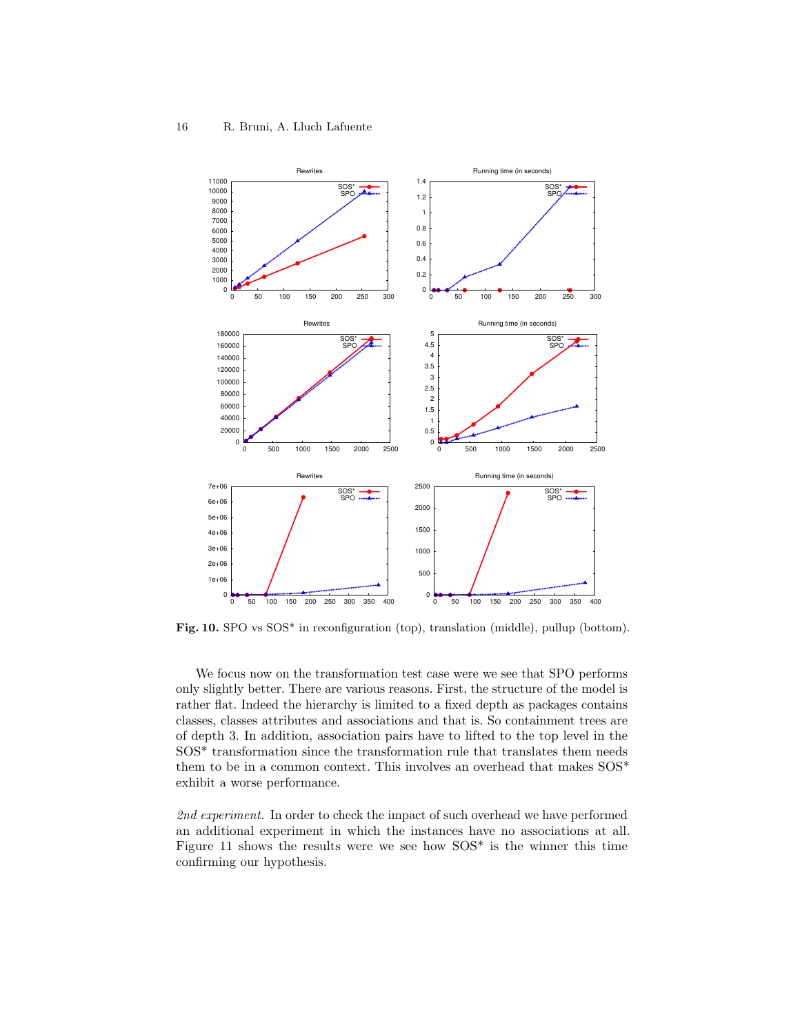**Fig. 10.** SPO vs SOS* in reconfiguration (top), translation (middle), pullup (bottom).

We focus now on the transformation test case were we see that SPO performs only slightly better. There are various reasons. First, the structure of the model is rather flat. Indeed the hierarchy is limited to a fixed depth as packages contains classes, classes attributes and associations and that is. So containment trees are of depth 3. In addition, association pairs have to lifted to the top level in the SOS* transformation since the transformation rule that translates them needs them to be in a common context. This involves an overhead that makes SOS* exhibit a worse performance.

*2nd experiment.* In order to check the impact of such overhead we have performed an additional experiment in which the instances have no associations at all. Figure 11 shows the results were we see how SOS* is the winner this time confirming our hypothesis.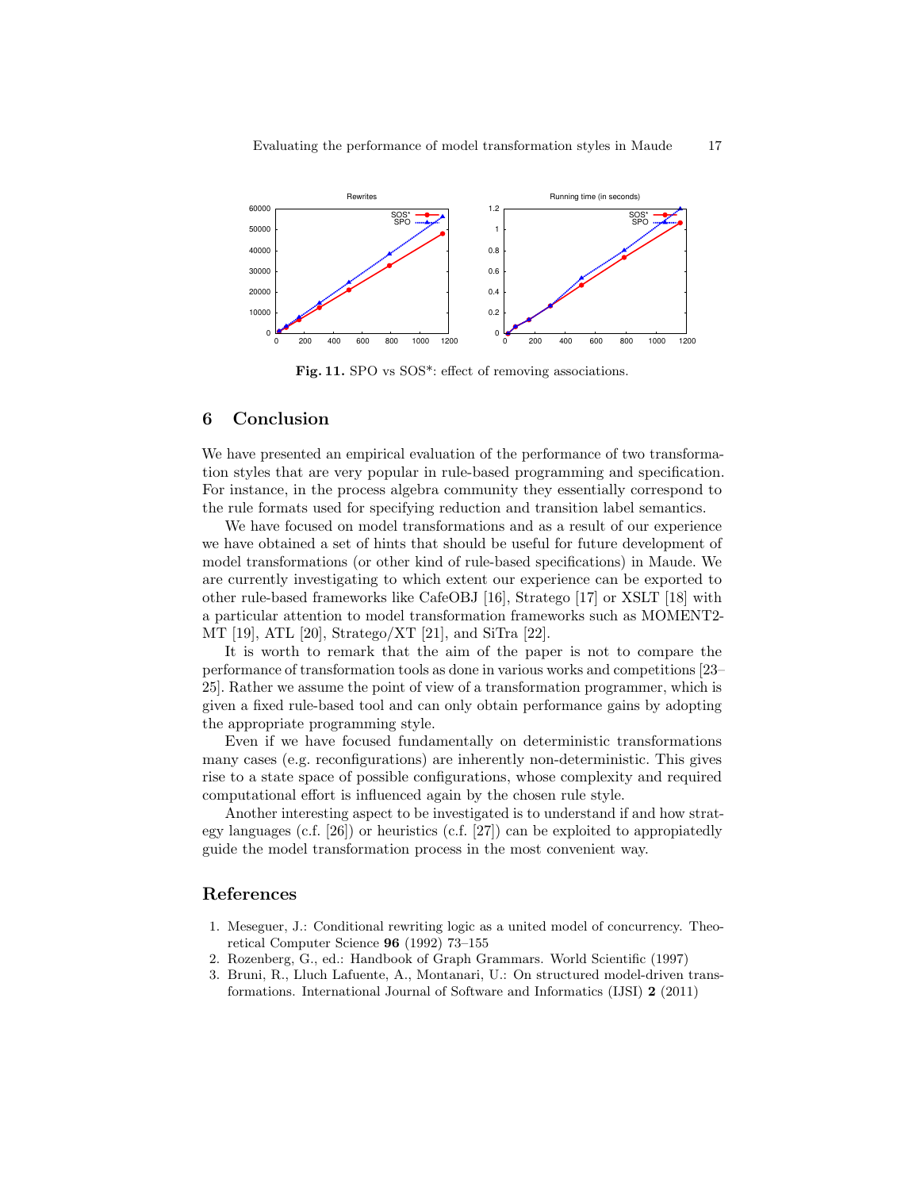**Fig. 11.** SPO vs SOS*: effect of removing associations.

## 6 Conclusion

We have presented an empirical evaluation of the performance of two transformation styles that are very popular in rule-based programming and specification. For instance, in the process algebra community they essentially correspond to the rule formats used for specifying reduction and transition label semantics.

We have focused on model transformations and as a result of our experience we have obtained a set of hints that should be useful for future development of model transformations (or other kind of rule-based specifications) in Maude. We are currently investigating to which extent our experience can be exported to other rule-based frameworks like CafeOBJ [16], Stratego [17] or XSLT [18] with a particular attention to model transformation frameworks such as MOMENT2-MT [19], ATL [20], Stratego/XT [21], and SiTra [22].

It is worth to remark that the aim of the paper is not to compare the performance of transformation tools as done in various works and competitions [23–25]. Rather we assume the point of view of a transformation programmer, which is given a fixed rule-based tool and can only obtain performance gains by adopting the appropriate programming style.

Even if we have focused fundamentally on deterministic transformations many cases (e.g. reconfigurations) are inherently non-deterministic. This gives rise to a state space of possible configurations, whose complexity and required computational effort is influenced again by the chosen rule style.

Another interesting aspect to be investigated is to understand if and how strategy languages (c.f. [26]) or heuristics (c.f. [27]) can be exploited to appropiatedly guide the model transformation process in the most convenient way.

## References

1. Meseguer, J.: Conditional rewriting logic as a united model of concurrency. Theoretical Computer Science **96** (1992) 73–155
2. Rozenberg, G., ed.: Handbook of Graph Grammars. World Scientific (1997)
3. Bruni, R., Lluch Lafuente, A., Montanari, U.: On structured model-driven transformations. International Journal of Software and Informatics (IJSI) **2** (2011)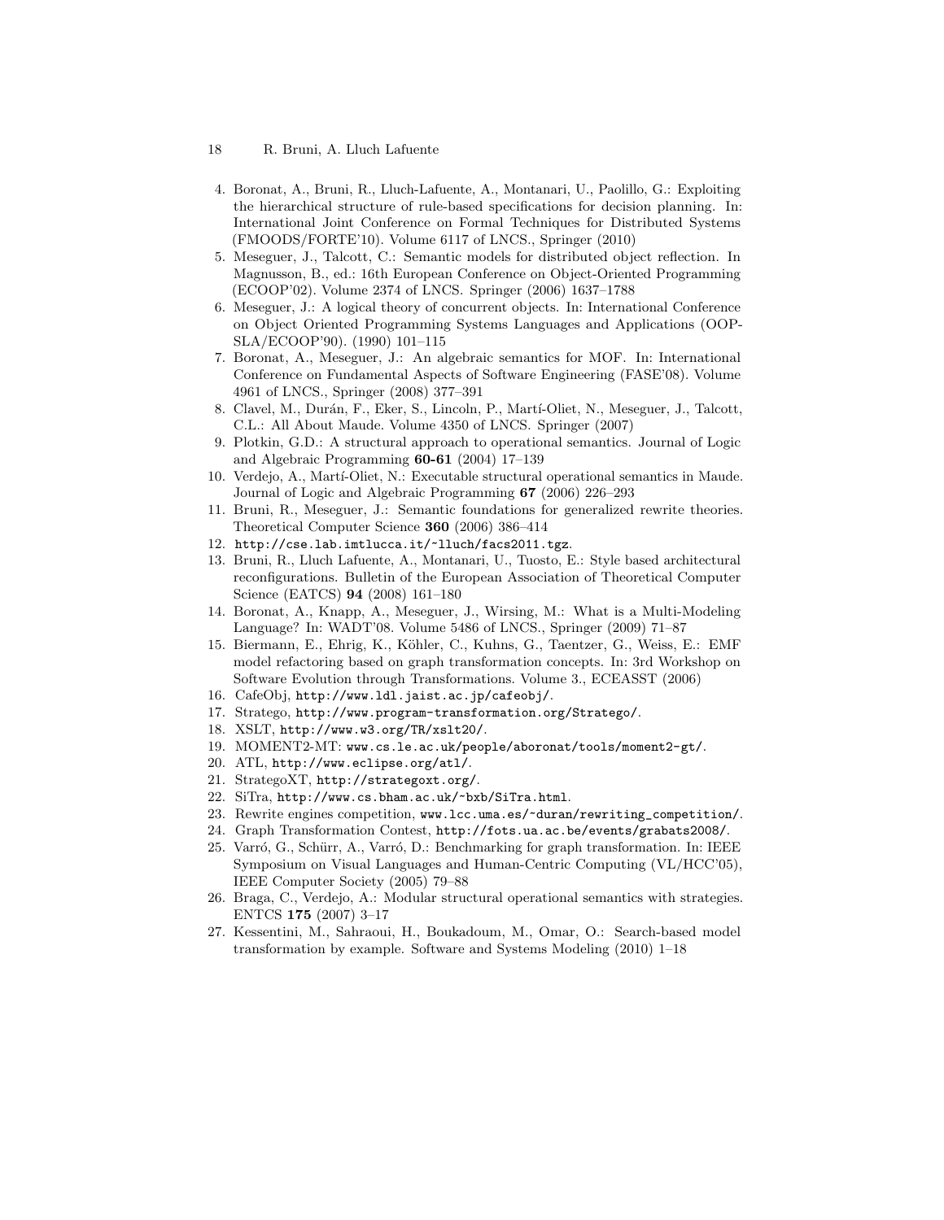4. Boronat, A., Bruni, R., Lluch-Lafuente, A., Montanari, U., Paolillo, G.: Exploiting the hierarchical structure of rule-based specifications for decision planning. In: International Joint Conference on Formal Techniques for Distributed Systems (FMOODS/FORTE'10). Volume 6117 of LNCS., Springer (2010)
5. Meseguer, J., Talcott, C.: Semantic models for distributed object reflection. In Magnusson, B., ed.: 16th European Conference on Object-Oriented Programming (ECOOP'02). Volume 2374 of LNCS. Springer (2006) 1637–1788
6. Meseguer, J.: A logical theory of concurrent objects. In: International Conference on Object Oriented Programming Systems Languages and Applications (OOPSLA/ECOOP'90). (1990) 101–115
7. Boronat, A., Meseguer, J.: An algebraic semantics for MOF. In: International Conference on Fundamental Aspects of Software Engineering (FASE'08). Volume 4961 of LNCS., Springer (2008) 377–391
8. Clavel, M., Durán, F., Eker, S., Lincoln, P., Martí-Oliet, N., Meseguer, J., Talcott, C.L.: All About Maude. Volume 4350 of LNCS. Springer (2007)
9. Plotkin, G.D.: A structural approach to operational semantics. Journal of Logic and Algebraic Programming **60-61** (2004) 17–139
10. Verdejo, A., Martí-Oliet, N.: Executable structural operational semantics in Maude. Journal of Logic and Algebraic Programming **67** (2006) 226–293
11. Bruni, R., Meseguer, J.: Semantic foundations for generalized rewrite theories. Theoretical Computer Science **360** (2006) 386–414
12. `http://cse.lab.imtlucca.it/~lluch/facs2011.tgz`.
13. Bruni, R., Lluch Lafuente, A., Montanari, U., Tuosto, E.: Style based architectural reconfigurations. Bulletin of the European Association of Theoretical Computer Science (EATCS) **94** (2008) 161–180
14. Boronat, A., Knapp, A., Meseguer, J., Wirsing, M.: What is a Multi-Modeling Language? In: WADT'08. Volume 5486 of LNCS., Springer (2009) 71–87
15. Biermann, E., Ehrig, K., Köhler, C., Kuhns, G., Taentzer, G., Weiss, E.: EMF model refactoring based on graph transformation concepts. In: 3rd Workshop on Software Evolution through Transformations. Volume 3., ECEASST (2006)
16. CafeObj, `http://www.ldl.jaist.ac.jp/cafeobj/`.
17. Stratego, `http://www.program-transformation.org/Stratego/`.
18. XSLT, `http://www.w3.org/TR/xslt20/`.
19. MOMENT2-MT: `www.cs.le.ac.uk/people/aboronat/tools/moment2-gt/`.
20. ATL, `http://www.eclipse.org/atl/`.
21. StrategoXT, `http://strategoxt.org/`.
22. SiTra, `http://www.cs.bham.ac.uk/~bxb/SiTra.html`.
23. Rewrite engines competition, `www.lcc.uma.es/~duran/rewriting_competition/`.
24. Graph Transformation Contest, `http://fots.ua.ac.be/events/grabats2008/`.
25. Varró, G., Schürr, A., Varró, D.: Benchmarking for graph transformation. In: IEEE Symposium on Visual Languages and Human-Centric Computing (VL/HCC'05), IEEE Computer Society (2005) 79–88
26. Braga, C., Verdejo, A.: Modular structural operational semantics with strategies. ENTCS **175** (2007) 3–17
27. Kessentini, M., Sahraoui, H., Boukadoum, M., Omar, O.: Search-based model transformation by example. Software and Systems Modeling (2010) 1–18